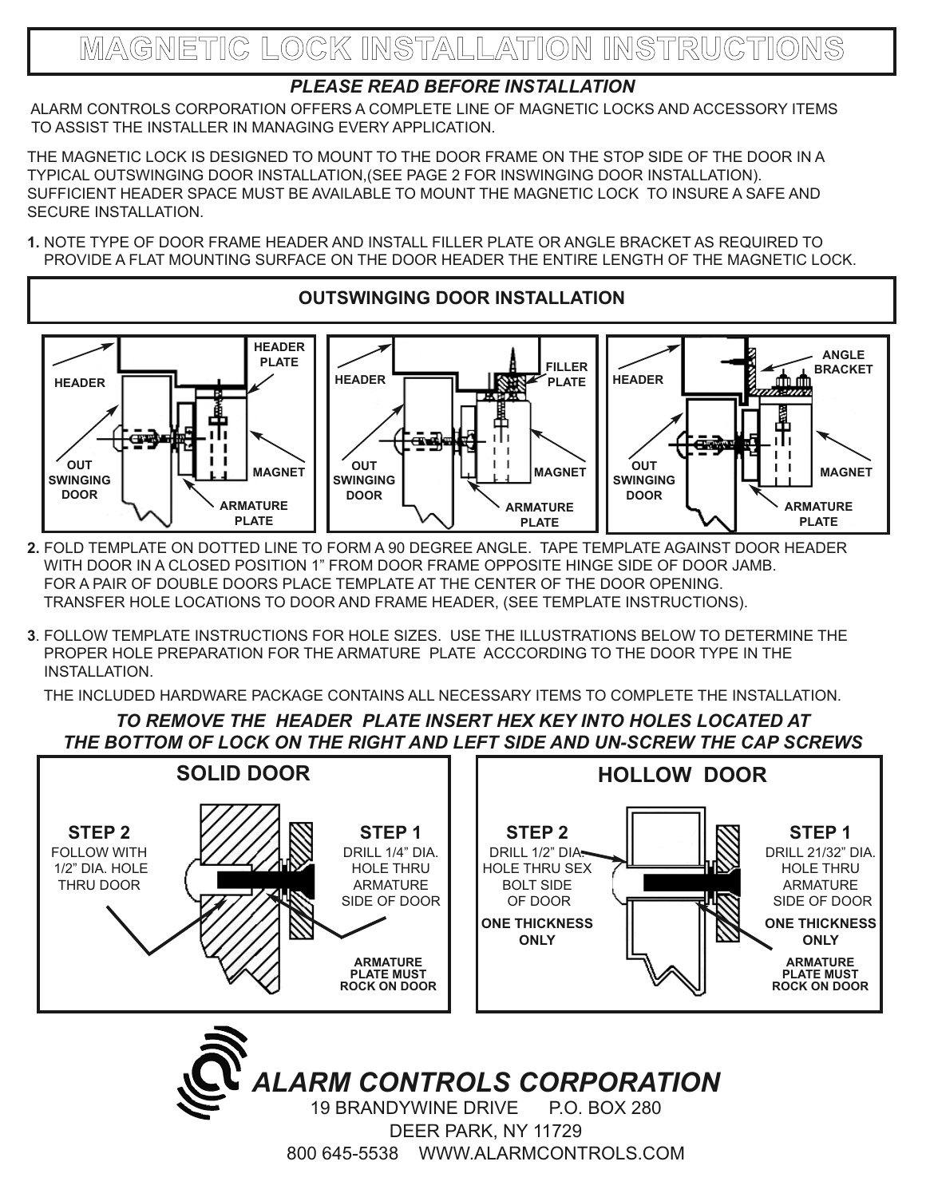# MAGNETIC LOCK INSTALLATION INSTRUCTIONS

***PLEASE READ BEFORE INSTALLATION***

ALARM CONTROLS CORPORATION OFFERS A COMPLETE LINE OF MAGNETIC LOCKS AND ACCESSORY ITEMS TO ASSIST THE INSTALLER IN MANAGING EVERY APPLICATION.

THE MAGNETIC LOCK IS DESIGNED TO MOUNT TO THE DOOR FRAME ON THE STOP SIDE OF THE DOOR IN A TYPICAL OUTSWINGING DOOR INSTALLATION,(SEE PAGE 2 FOR INSWINGING DOOR INSTALLATION). SUFFICIENT HEADER SPACE MUST BE AVAILABLE TO MOUNT THE MAGNETIC LOCK TO INSURE A SAFE AND SECURE INSTALLATION.

**1.** NOTE TYPE OF DOOR FRAME HEADER AND INSTALL FILLER PLATE OR ANGLE BRACKET AS REQUIRED TO PROVIDE A FLAT MOUNTING SURFACE ON THE DOOR HEADER THE ENTIRE LENGTH OF THE MAGNETIC LOCK.

## OUTSWINGING DOOR INSTALLATION

HEADER, HEADER PLATE, OUT SWINGING DOOR, MAGNET, ARMATURE PLATE

HEADER, FILLER PLATE, OUT SWINGING DOOR, MAGNET, ARMATURE PLATE

HEADER, ANGLE BRACKET, OUT SWINGING DOOR, MAGNET, ARMATURE PLATE

**2.** FOLD TEMPLATE ON DOTTED LINE TO FORM A 90 DEGREE ANGLE. TAPE TEMPLATE AGAINST DOOR HEADER WITH DOOR IN A CLOSED POSITION 1" FROM DOOR FRAME OPPOSITE HINGE SIDE OF DOOR JAMB. FOR A PAIR OF DOUBLE DOORS PLACE TEMPLATE AT THE CENTER OF THE DOOR OPENING. TRANSFER HOLE LOCATIONS TO DOOR AND FRAME HEADER, (SEE TEMPLATE INSTRUCTIONS).

**3**. FOLLOW TEMPLATE INSTRUCTIONS FOR HOLE SIZES. USE THE ILLUSTRATIONS BELOW TO DETERMINE THE PROPER HOLE PREPARATION FOR THE ARMATURE PLATE ACCCORDING TO THE DOOR TYPE IN THE INSTALLATION.

THE INCLUDED HARDWARE PACKAGE CONTAINS ALL NECESSARY ITEMS TO COMPLETE THE INSTALLATION.

***TO REMOVE THE HEADER PLATE INSERT HEX KEY INTO HOLES LOCATED AT THE BOTTOM OF LOCK ON THE RIGHT AND LEFT SIDE AND UN-SCREW THE CAP SCREWS***

### SOLID DOOR

**STEP 2**
FOLLOW WITH 1/2" DIA. HOLE THRU DOOR

**STEP 1**
DRILL 1/4" DIA. HOLE THRU ARMATURE SIDE OF DOOR

**ARMATURE PLATE MUST ROCK ON DOOR**

### HOLLOW DOOR

**STEP 2**
DRILL 1/2" DIA. HOLE THRU SEX BOLT SIDE OF DOOR
**ONE THICKNESS ONLY**

**STEP 1**
DRILL 21/32" DIA. HOLE THRU ARMATURE SIDE OF DOOR
**ONE THICKNESS ONLY**

**ARMATURE PLATE MUST ROCK ON DOOR**

***ALARM CONTROLS CORPORATION***
19 BRANDYWINE DRIVE P.O. BOX 280
DEER PARK, NY 11729
800 645-5538 WWW.ALARMCONTROLS.COM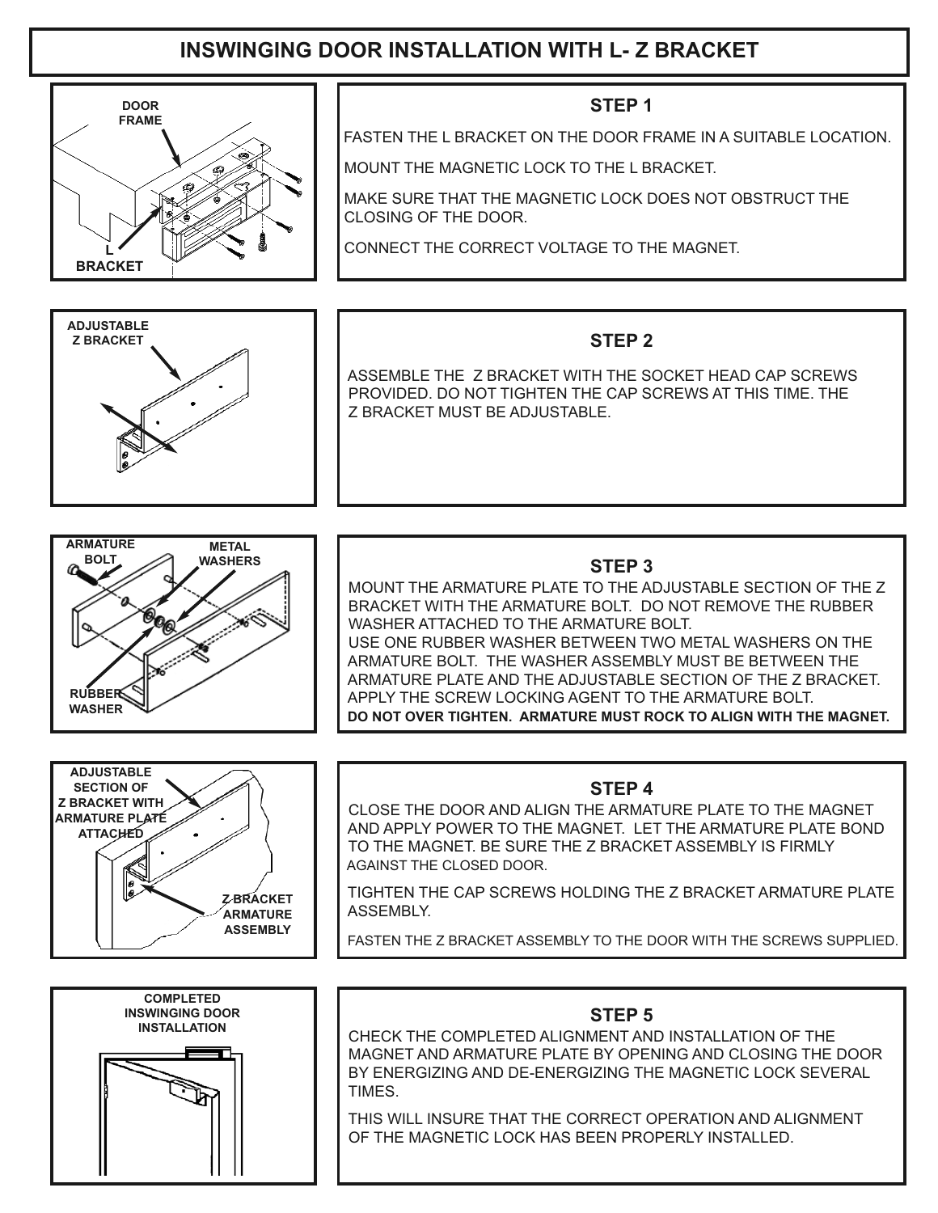# INSWINGING DOOR INSTALLATION WITH L- Z BRACKET

DOOR FRAME

L BRACKET

### STEP 1

FASTEN THE L BRACKET ON THE DOOR FRAME IN A SUITABLE LOCATION.

MOUNT THE MAGNETIC LOCK TO THE L BRACKET.

MAKE SURE THAT THE MAGNETIC LOCK DOES NOT OBSTRUCT THE CLOSING OF THE DOOR.

CONNECT THE CORRECT VOLTAGE TO THE MAGNET.

ADJUSTABLE Z BRACKET

### STEP 2

ASSEMBLE THE Z BRACKET WITH THE SOCKET HEAD CAP SCREWS PROVIDED. DO NOT TIGHTEN THE CAP SCREWS AT THIS TIME. THE Z BRACKET MUST BE ADJUSTABLE.

ARMATURE BOLT

METAL WASHERS

RUBBER WASHER

### STEP 3

MOUNT THE ARMATURE PLATE TO THE ADJUSTABLE SECTION OF THE Z BRACKET WITH THE ARMATURE BOLT. DO NOT REMOVE THE RUBBER WASHER ATTACHED TO THE ARMATURE BOLT.
USE ONE RUBBER WASHER BETWEEN TWO METAL WASHERS ON THE ARMATURE BOLT. THE WASHER ASSEMBLY MUST BE BETWEEN THE ARMATURE PLATE AND THE ADJUSTABLE SECTION OF THE Z BRACKET.
APPLY THE SCREW LOCKING AGENT TO THE ARMATURE BOLT.
**DO NOT OVER TIGHTEN. ARMATURE MUST ROCK TO ALIGN WITH THE MAGNET.**

ADJUSTABLE SECTION OF Z BRACKET WITH ARMATURE PLATE ATTACHED

Z BRACKET ARMATURE ASSEMBLY

### STEP 4

CLOSE THE DOOR AND ALIGN THE ARMATURE PLATE TO THE MAGNET AND APPLY POWER TO THE MAGNET. LET THE ARMATURE PLATE BOND TO THE MAGNET. BE SURE THE Z BRACKET ASSEMBLY IS FIRMLY AGAINST THE CLOSED DOOR.

TIGHTEN THE CAP SCREWS HOLDING THE Z BRACKET ARMATURE PLATE ASSEMBLY.

FASTEN THE Z BRACKET ASSEMBLY TO THE DOOR WITH THE SCREWS SUPPLIED.

COMPLETED INSWINGING DOOR INSTALLATION

### STEP 5

CHECK THE COMPLETED ALIGNMENT AND INSTALLATION OF THE MAGNET AND ARMATURE PLATE BY OPENING AND CLOSING THE DOOR BY ENERGIZING AND DE-ENERGIZING THE MAGNETIC LOCK SEVERAL TIMES.

THIS WILL INSURE THAT THE CORRECT OPERATION AND ALIGNMENT OF THE MAGNETIC LOCK HAS BEEN PROPERLY INSTALLED.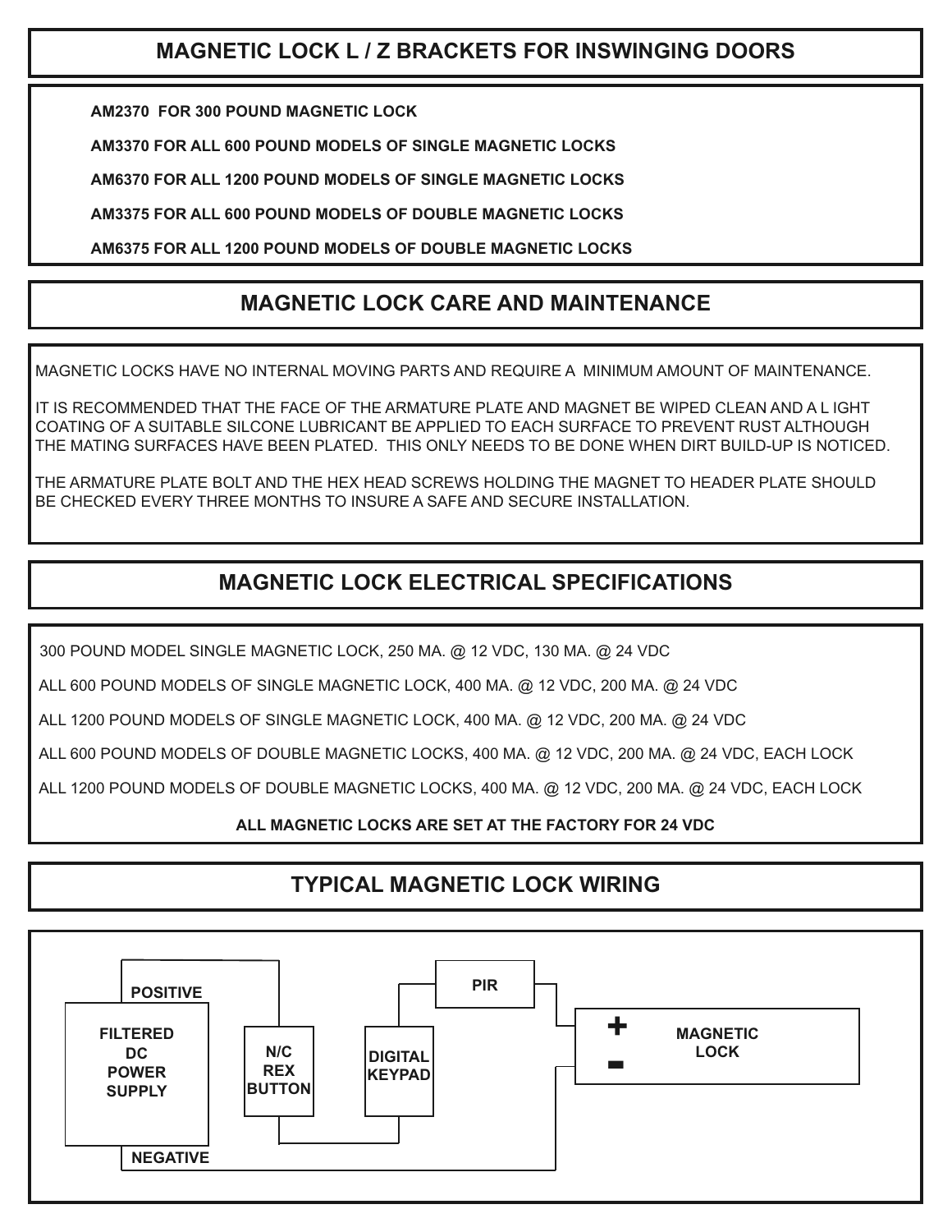## MAGNETIC LOCK L / Z BRACKETS FOR INSWINGING DOORS

**AM2370 FOR 300 POUND MAGNETIC LOCK**

**AM3370 FOR ALL 600 POUND MODELS OF SINGLE MAGNETIC LOCKS**

**AM6370 FOR ALL 1200 POUND MODELS OF SINGLE MAGNETIC LOCKS**

**AM3375 FOR ALL 600 POUND MODELS OF DOUBLE MAGNETIC LOCKS**

**AM6375 FOR ALL 1200 POUND MODELS OF DOUBLE MAGNETIC LOCKS**

## MAGNETIC LOCK CARE AND MAINTENANCE

MAGNETIC LOCKS HAVE NO INTERNAL MOVING PARTS AND REQUIRE A MINIMUM AMOUNT OF MAINTENANCE.

IT IS RECOMMENDED THAT THE FACE OF THE ARMATURE PLATE AND MAGNET BE WIPED CLEAN AND A L IGHT COATING OF A SUITABLE SILCONE LUBRICANT BE APPLIED TO EACH SURFACE TO PREVENT RUST ALTHOUGH THE MATING SURFACES HAVE BEEN PLATED. THIS ONLY NEEDS TO BE DONE WHEN DIRT BUILD-UP IS NOTICED.

THE ARMATURE PLATE BOLT AND THE HEX HEAD SCREWS HOLDING THE MAGNET TO HEADER PLATE SHOULD BE CHECKED EVERY THREE MONTHS TO INSURE A SAFE AND SECURE INSTALLATION.

## MAGNETIC LOCK ELECTRICAL SPECIFICATIONS

300 POUND MODEL SINGLE MAGNETIC LOCK, 250 MA. @ 12 VDC, 130 MA. @ 24 VDC

ALL 600 POUND MODELS OF SINGLE MAGNETIC LOCK, 400 MA. @ 12 VDC, 200 MA. @ 24 VDC

ALL 1200 POUND MODELS OF SINGLE MAGNETIC LOCK, 400 MA. @ 12 VDC, 200 MA. @ 24 VDC

ALL 600 POUND MODELS OF DOUBLE MAGNETIC LOCKS, 400 MA. @ 12 VDC, 200 MA. @ 24 VDC, EACH LOCK

ALL 1200 POUND MODELS OF DOUBLE MAGNETIC LOCKS, 400 MA. @ 12 VDC, 200 MA. @ 24 VDC, EACH LOCK

**ALL MAGNETIC LOCKS ARE SET AT THE FACTORY FOR 24 VDC**

## TYPICAL MAGNETIC LOCK WIRING

POSITIVE

FILTERED DC POWER SUPPLY

NEGATIVE

N/C REX BUTTON

DIGITAL KEYPAD

PIR

+ MAGNETIC LOCK -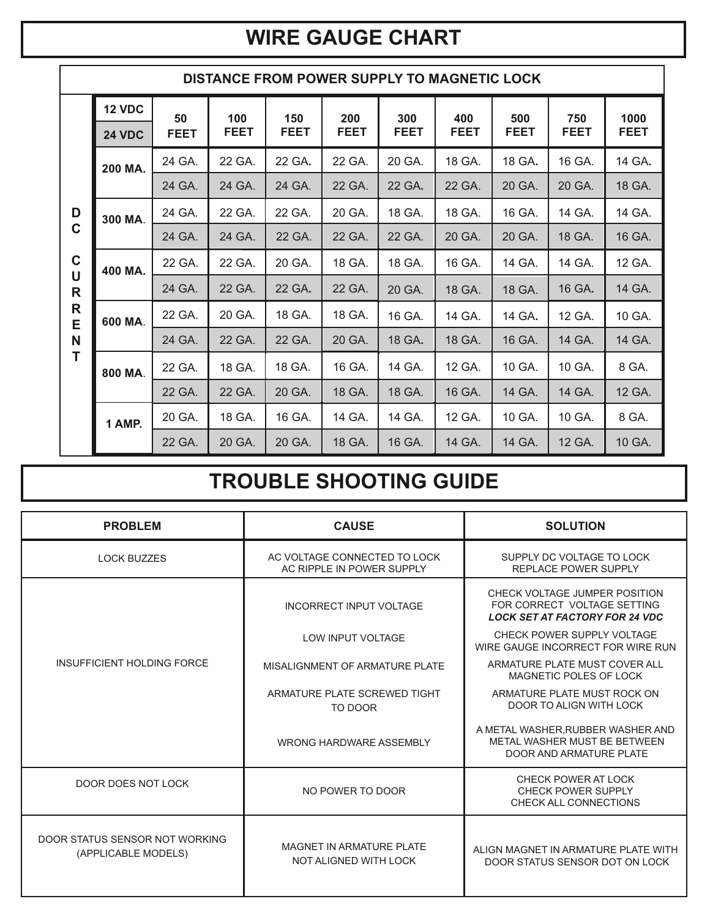# WIRE GAUGE CHART

| | | DISTANCE FROM POWER SUPPLY TO MAGNETIC LOCK | | | | | | | | |
|---|---|---|---|---|---|---|---|---|---|---|
| DC CURRENT | 12 VDC / 24 VDC | 50 FEET | 100 FEET | 150 FEET | 200 FEET | 300 FEET | 400 FEET | 500 FEET | 750 FEET | 1000 FEET |
| | 200 MA. (12 VDC) | 24 GA. | 22 GA. | 22 GA. | 22 GA. | 20 GA. | 18 GA. | 18 GA. | 16 GA. | 14 GA. |
| | 200 MA. (24 VDC) | 24 GA. | 24 GA. | 24 GA. | 22 GA. | 22 GA. | 22 GA. | 20 GA. | 20 GA. | 18 GA. |
| | 300 MA. (12 VDC) | 24 GA. | 22 GA. | 22 GA. | 20 GA. | 18 GA. | 18 GA. | 16 GA. | 14 GA. | 14 GA. |
| | 300 MA. (24 VDC) | 24 GA. | 24 GA. | 22 GA. | 22 GA. | 22 GA. | 20 GA. | 20 GA. | 18 GA. | 16 GA. |
| | 400 MA. (12 VDC) | 22 GA. | 22 GA. | 20 GA. | 18 GA. | 18 GA. | 16 GA. | 14 GA. | 14 GA. | 12 GA. |
| | 400 MA. (24 VDC) | 24 GA. | 22 GA. | 22 GA. | 22 GA. | 20 GA. | 18 GA. | 18 GA. | 16 GA. | 14 GA. |
| | 600 MA. (12 VDC) | 22 GA. | 20 GA. | 18 GA. | 18 GA. | 16 GA. | 14 GA. | 14 GA. | 12 GA. | 10 GA. |
| | 600 MA. (24 VDC) | 24 GA. | 22 GA. | 22 GA. | 20 GA. | 18 GA. | 18 GA. | 16 GA. | 14 GA. | 14 GA. |
| | 800 MA. (12 VDC) | 22 GA. | 18 GA. | 18 GA. | 16 GA. | 14 GA. | 12 GA. | 10 GA. | 10 GA. | 8 GA. |
| | 800 MA. (24 VDC) | 22 GA. | 22 GA. | 20 GA. | 18 GA. | 18 GA. | 16 GA. | 14 GA. | 14 GA. | 12 GA. |
| | 1 AMP. (12 VDC) | 20 GA. | 18 GA. | 16 GA. | 14 GA. | 14 GA. | 12 GA. | 10 GA. | 10 GA. | 8 GA. |
| | 1 AMP. (24 VDC) | 22 GA. | 20 GA. | 20 GA. | 18 GA. | 16 GA. | 14 GA. | 14 GA. | 12 GA. | 10 GA. |

# TROUBLE SHOOTING GUIDE

| PROBLEM | CAUSE | SOLUTION |
|---|---|---|
| LOCK BUZZES | AC VOLTAGE CONNECTED TO LOCK<br>AC RIPPLE IN POWER SUPPLY | SUPPLY DC VOLTAGE TO LOCK<br>REPLACE POWER SUPPLY |
| INSUFFICIENT HOLDING FORCE | INCORRECT INPUT VOLTAGE | CHECK VOLTAGE JUMPER POSITION FOR CORRECT VOLTAGE SETTING<br>***LOCK SET AT FACTORY FOR 24 VDC*** |
| | LOW INPUT VOLTAGE | CHECK POWER SUPPLY VOLTAGE<br>WIRE GAUGE INCORRECT FOR WIRE RUN |
| | MISALIGNMENT OF ARMATURE PLATE | ARMATURE PLATE MUST COVER ALL MAGNETIC POLES OF LOCK |
| | ARMATURE PLATE SCREWED TIGHT TO DOOR | ARMATURE PLATE MUST ROCK ON DOOR TO ALIGN WITH LOCK |
| | WRONG HARDWARE ASSEMBLY | A METAL WASHER,RUBBER WASHER AND METAL WASHER MUST BE BETWEEN DOOR AND ARMATURE PLATE |
| DOOR DOES NOT LOCK | NO POWER TO DOOR | CHECK POWER AT LOCK<br>CHECK POWER SUPPLY<br>CHECK ALL CONNECTIONS |
| DOOR STATUS SENSOR NOT WORKING (APPLICABLE MODELS) | MAGNET IN ARMATURE PLATE NOT ALIGNED WITH LOCK | ALIGN MAGNET IN ARMATURE PLATE WITH DOOR STATUS SENSOR DOT ON LOCK |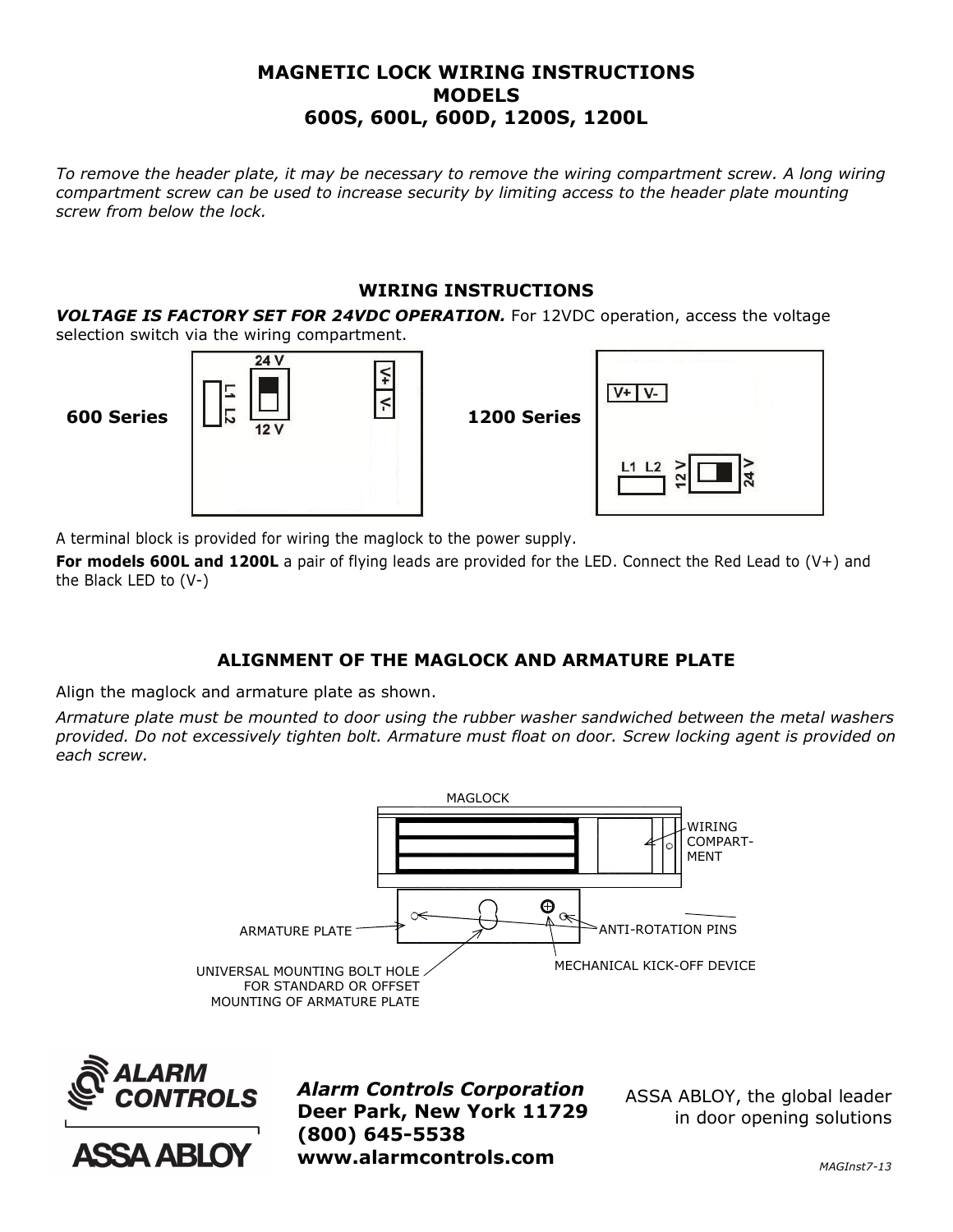# MAGNETIC LOCK WIRING INSTRUCTIONS
# MODELS
# 600S, 600L, 600D, 1200S, 1200L

*To remove the header plate, it may be necessary to remove the wiring compartment screw. A long wiring compartment screw can be used to increase security by limiting access to the header plate mounting screw from below the lock.*

## WIRING INSTRUCTIONS

***VOLTAGE IS FACTORY SET FOR 24VDC OPERATION.*** For 12VDC operation, access the voltage selection switch via the wiring compartment.

600 Series

24 V
L1 L2
12 V
V+
V-

1200 Series

V+ V-
L1 L2
12 V
24 V

A terminal block is provided for wiring the maglock to the power supply.

**For models 600L and 1200L** a pair of flying leads are provided for the LED. Connect the Red Lead to (V+) and the Black LED to (V-)

## ALIGNMENT OF THE MAGLOCK AND ARMATURE PLATE

Align the maglock and armature plate as shown.

*Armature plate must be mounted to door using the rubber washer sandwiched between the metal washers provided. Do not excessively tighten bolt. Armature must float on door. Screw locking agent is provided on each screw.*

MAGLOCK

WIRING COMPART-MENT

ARMATURE PLATE

ANTI-ROTATION PINS

UNIVERSAL MOUNTING BOLT HOLE FOR STANDARD OR OFFSET MOUNTING OF ARMATURE PLATE

MECHANICAL KICK-OFF DEVICE

ALARM CONTROLS
ASSA ABLOY

***Alarm Controls Corporation***
**Deer Park, New York 11729**
**(800) 645-5538**
**www.alarmcontrols.com**

ASSA ABLOY, the global leader in door opening solutions

*MAGInst7-13*